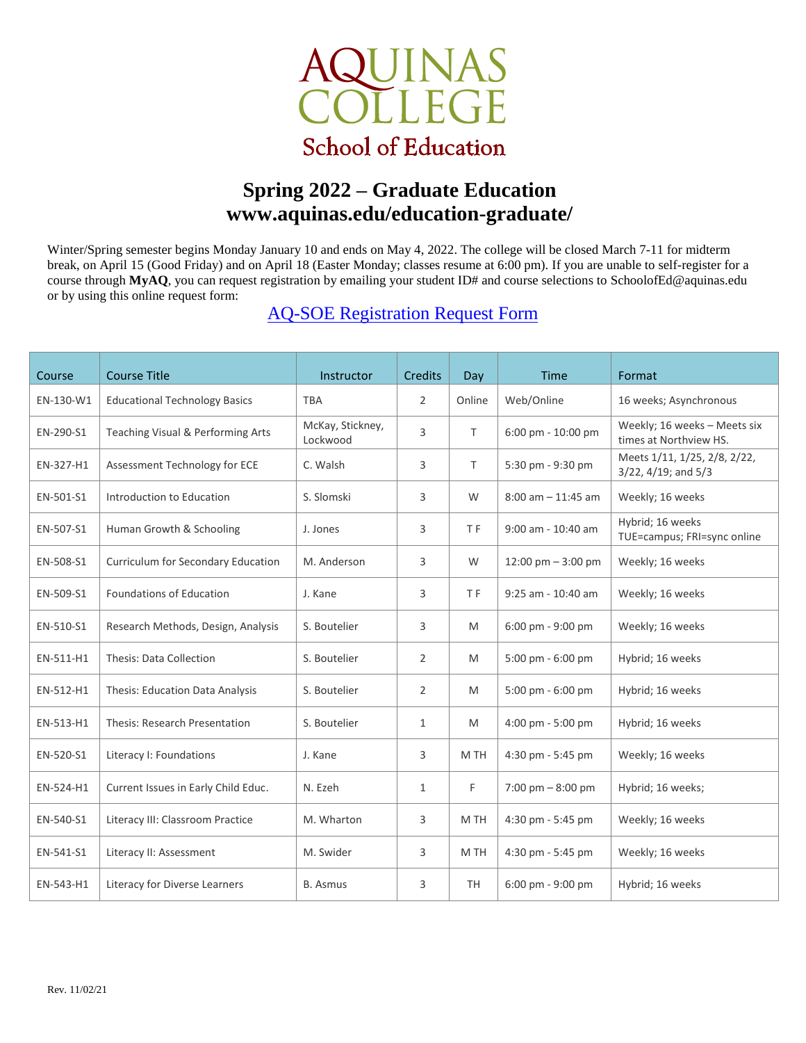AQUINAS COLLEGE
School of Education

# Spring 2022 – Graduate Education
## www.aquinas.edu/education-graduate/

Winter/Spring semester begins Monday January 10 and ends on May 4, 2022. The college will be closed March 7-11 for midterm break, on April 15 (Good Friday) and on April 18 (Easter Monday; classes resume at 6:00 pm). If you are unable to self-register for a course through **MyAQ**, you can request registration by emailing your student ID# and course selections to SchoolofEd@aquinas.edu or by using this online request form:

AQ-SOE Registration Request Form

| Course | Course Title | Instructor | Credits | Day | Time | Format |
|---|---|---|---|---|---|---|
| EN-130-W1 | Educational Technology Basics | TBA | 2 | Online | Web/Online | 16 weeks; Asynchronous |
| EN-290-S1 | Teaching Visual & Performing Arts | McKay, Stickney, Lockwood | 3 | T | 6:00 pm - 10:00 pm | Weekly; 16 weeks – Meets six times at Northview HS. |
| EN-327-H1 | Assessment Technology for ECE | C. Walsh | 3 | T | 5:30 pm - 9:30 pm | Meets 1/11, 1/25, 2/8, 2/22, 3/22, 4/19; and 5/3 |
| EN-501-S1 | Introduction to Education | S. Slomski | 3 | W | 8:00 am – 11:45 am | Weekly; 16 weeks |
| EN-507-S1 | Human Growth & Schooling | J. Jones | 3 | T F | 9:00 am - 10:40 am | Hybrid; 16 weeks TUE=campus; FRI=sync online |
| EN-508-S1 | Curriculum for Secondary Education | M. Anderson | 3 | W | 12:00 pm – 3:00 pm | Weekly; 16 weeks |
| EN-509-S1 | Foundations of Education | J. Kane | 3 | T F | 9:25 am - 10:40 am | Weekly; 16 weeks |
| EN-510-S1 | Research Methods, Design, Analysis | S. Boutelier | 3 | M | 6:00 pm - 9:00 pm | Weekly; 16 weeks |
| EN-511-H1 | Thesis: Data Collection | S. Boutelier | 2 | M | 5:00 pm - 6:00 pm | Hybrid; 16 weeks |
| EN-512-H1 | Thesis: Education Data Analysis | S. Boutelier | 2 | M | 5:00 pm - 6:00 pm | Hybrid; 16 weeks |
| EN-513-H1 | Thesis: Research Presentation | S. Boutelier | 1 | M | 4:00 pm - 5:00 pm | Hybrid; 16 weeks |
| EN-520-S1 | Literacy I: Foundations | J. Kane | 3 | M TH | 4:30 pm - 5:45 pm | Weekly; 16 weeks |
| EN-524-H1 | Current Issues in Early Child Educ. | N. Ezeh | 1 | F | 7:00 pm – 8:00 pm | Hybrid; 16 weeks; |
| EN-540-S1 | Literacy III: Classroom Practice | M. Wharton | 3 | M TH | 4:30 pm - 5:45 pm | Weekly; 16 weeks |
| EN-541-S1 | Literacy II: Assessment | M. Swider | 3 | M TH | 4:30 pm - 5:45 pm | Weekly; 16 weeks |
| EN-543-H1 | Literacy for Diverse Learners | B. Asmus | 3 | TH | 6:00 pm - 9:00 pm | Hybrid; 16 weeks |

Rev. 11/02/21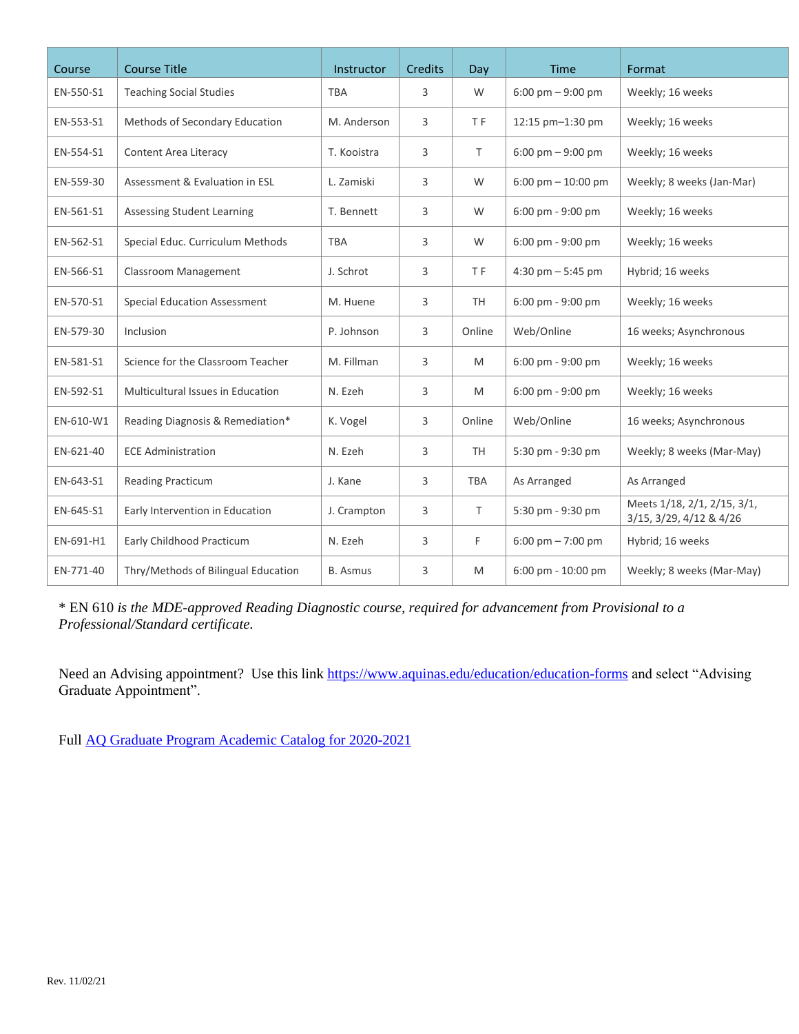| Course | Course Title | Instructor | Credits | Day | Time | Format |
|---|---|---|---|---|---|---|
| EN-550-S1 | Teaching Social Studies | TBA | 3 | W | 6:00 pm – 9:00 pm | Weekly; 16 weeks |
| EN-553-S1 | Methods of Secondary Education | M. Anderson | 3 | T F | 12:15 pm–1:30 pm | Weekly; 16 weeks |
| EN-554-S1 | Content Area Literacy | T. Kooistra | 3 | T | 6:00 pm – 9:00 pm | Weekly; 16 weeks |
| EN-559-30 | Assessment & Evaluation in ESL | L. Zamiski | 3 | W | 6:00 pm – 10:00 pm | Weekly; 8 weeks (Jan-Mar) |
| EN-561-S1 | Assessing Student Learning | T. Bennett | 3 | W | 6:00 pm - 9:00 pm | Weekly; 16 weeks |
| EN-562-S1 | Special Educ. Curriculum Methods | TBA | 3 | W | 6:00 pm - 9:00 pm | Weekly; 16 weeks |
| EN-566-S1 | Classroom Management | J. Schrot | 3 | T F | 4:30 pm – 5:45 pm | Hybrid; 16 weeks |
| EN-570-S1 | Special Education Assessment | M. Huene | 3 | TH | 6:00 pm - 9:00 pm | Weekly; 16 weeks |
| EN-579-30 | Inclusion | P. Johnson | 3 | Online | Web/Online | 16 weeks; Asynchronous |
| EN-581-S1 | Science for the Classroom Teacher | M. Fillman | 3 | M | 6:00 pm - 9:00 pm | Weekly; 16 weeks |
| EN-592-S1 | Multicultural Issues in Education | N. Ezeh | 3 | M | 6:00 pm - 9:00 pm | Weekly; 16 weeks |
| EN-610-W1 | Reading Diagnosis & Remediation* | K. Vogel | 3 | Online | Web/Online | 16 weeks; Asynchronous |
| EN-621-40 | ECE Administration | N. Ezeh | 3 | TH | 5:30 pm - 9:30 pm | Weekly; 8 weeks (Mar-May) |
| EN-643-S1 | Reading Practicum | J. Kane | 3 | TBA | As Arranged | As Arranged |
| EN-645-S1 | Early Intervention in Education | J. Crampton | 3 | T | 5:30 pm - 9:30 pm | Meets 1/18, 2/1, 2/15, 3/1, 3/15, 3/29, 4/12 & 4/26 |
| EN-691-H1 | Early Childhood Practicum | N. Ezeh | 3 | F | 6:00 pm – 7:00 pm | Hybrid; 16 weeks |
| EN-771-40 | Thry/Methods of Bilingual Education | B. Asmus | 3 | M | 6:00 pm - 10:00 pm | Weekly; 8 weeks (Mar-May) |

\* EN 610 *is the MDE-approved Reading Diagnostic course, required for advancement from Provisional to a Professional/Standard certificate.*

Need an Advising appointment? Use this link [https://www.aquinas.edu/education/education-forms](https://www.aquinas.edu/education/education-forms) and select "Advising Graduate Appointment".

Full [AQ Graduate Program Academic Catalog for 2020-2021](#)

Rev. 11/02/21